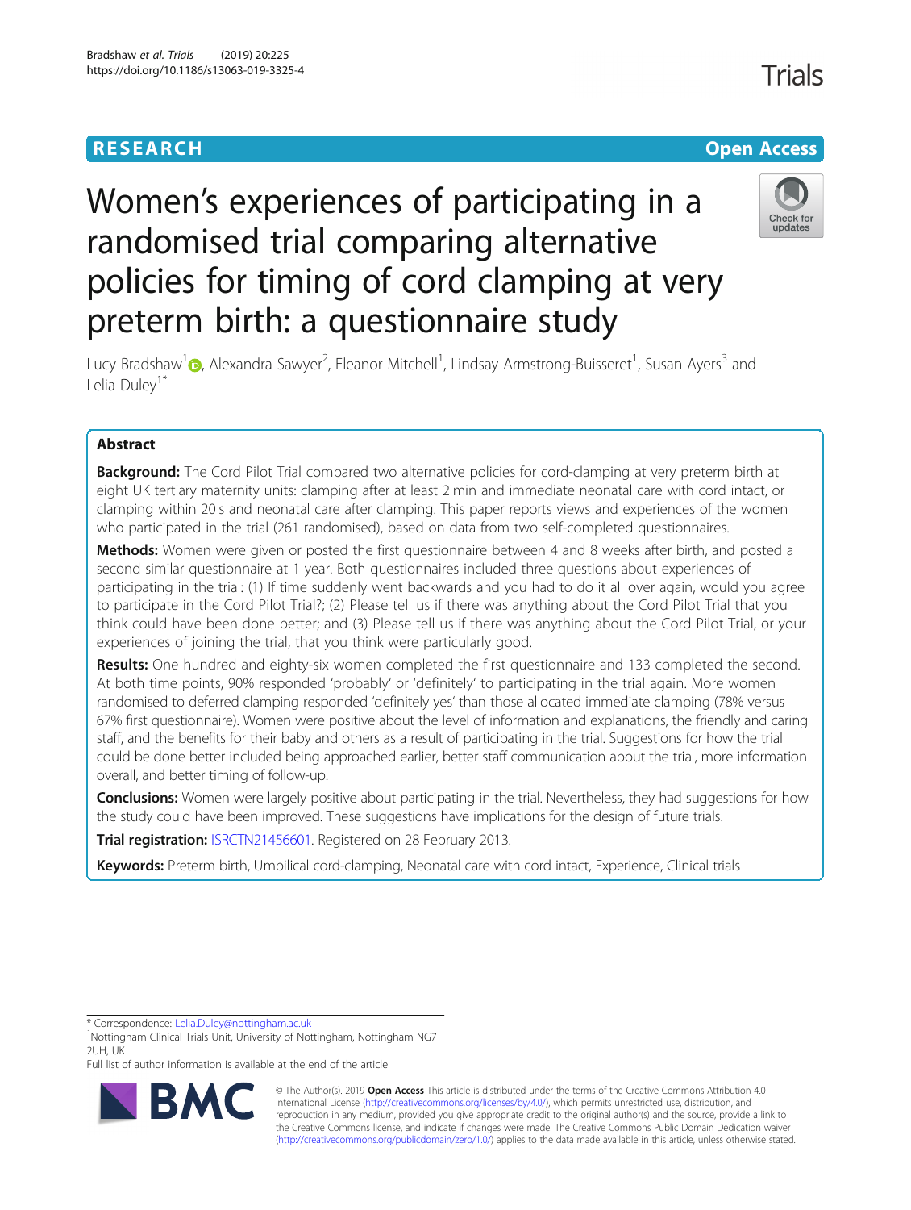RESEARCH Open Access

# Women's experiences of participating in a randomised trial comparing alternative policies for timing of cord clamping at very preterm birth: a questionnaire study

Lucy Bradshaw[1], Alexandra Sawyer[2], Eleanor Mitchell[1], Lindsay Armstrong-Buisseret[1], Susan Ayers[3] and Lelia Duley[1*]

## Abstract

**Background:** The Cord Pilot Trial compared two alternative policies for cord-clamping at very preterm birth at eight UK tertiary maternity units: clamping after at least 2 min and immediate neonatal care with cord intact, or clamping within 20 s and neonatal care after clamping. This paper reports views and experiences of the women who participated in the trial (261 randomised), based on data from two self-completed questionnaires.

**Methods:** Women were given or posted the first questionnaire between 4 and 8 weeks after birth, and posted a second similar questionnaire at 1 year. Both questionnaires included three questions about experiences of participating in the trial: (1) If time suddenly went backwards and you had to do it all over again, would you agree to participate in the Cord Pilot Trial?; (2) Please tell us if there was anything about the Cord Pilot Trial that you think could have been done better; and (3) Please tell us if there was anything about the Cord Pilot Trial, or your experiences of joining the trial, that you think were particularly good.

**Results:** One hundred and eighty-six women completed the first questionnaire and 133 completed the second. At both time points, 90% responded 'probably' or 'definitely' to participating in the trial again. More women randomised to deferred clamping responded 'definitely yes' than those allocated immediate clamping (78% versus 67% first questionnaire). Women were positive about the level of information and explanations, the friendly and caring staff, and the benefits for their baby and others as a result of participating in the trial. Suggestions for how the trial could be done better included being approached earlier, better staff communication about the trial, more information overall, and better timing of follow-up.

**Conclusions:** Women were largely positive about participating in the trial. Nevertheless, they had suggestions for how the study could have been improved. These suggestions have implications for the design of future trials.

**Trial registration:** ISRCTN21456601. Registered on 28 February 2013.

**Keywords:** Preterm birth, Umbilical cord-clamping, Neonatal care with cord intact, Experience, Clinical trials

---

\* Correspondence: Lelia.Duley@nottingham.ac.uk

[1]Nottingham Clinical Trials Unit, University of Nottingham, Nottingham NG7 2UH, UK

Full list of author information is available at the end of the article

© The Author(s). 2019 **Open Access** This article is distributed under the terms of the Creative Commons Attribution 4.0 International License (http://creativecommons.org/licenses/by/4.0/), which permits unrestricted use, distribution, and reproduction in any medium, provided you give appropriate credit to the original author(s) and the source, provide a link to the Creative Commons license, and indicate if changes were made. The Creative Commons Public Domain Dedication waiver (http://creativecommons.org/publicdomain/zero/1.0/) applies to the data made available in this article, unless otherwise stated.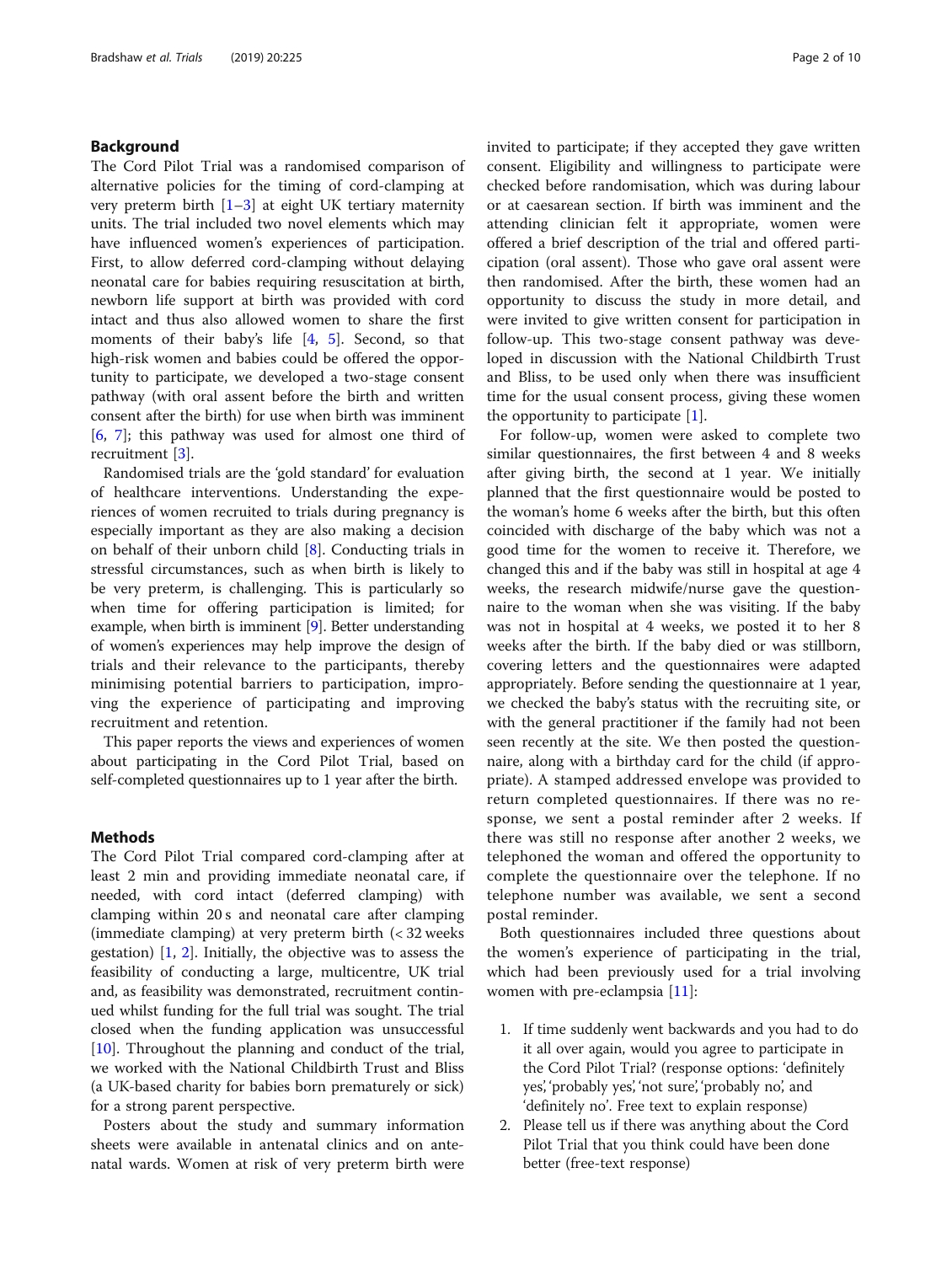## Background

The Cord Pilot Trial was a randomised comparison of alternative policies for the timing of cord-clamping at very preterm birth [1–3] at eight UK tertiary maternity units. The trial included two novel elements which may have influenced women's experiences of participation. First, to allow deferred cord-clamping without delaying neonatal care for babies requiring resuscitation at birth, newborn life support at birth was provided with cord intact and thus also allowed women to share the first moments of their baby's life [4, 5]. Second, so that high-risk women and babies could be offered the opportunity to participate, we developed a two-stage consent pathway (with oral assent before the birth and written consent after the birth) for use when birth was imminent [6, 7]; this pathway was used for almost one third of recruitment [3].

Randomised trials are the 'gold standard' for evaluation of healthcare interventions. Understanding the experiences of women recruited to trials during pregnancy is especially important as they are also making a decision on behalf of their unborn child [8]. Conducting trials in stressful circumstances, such as when birth is likely to be very preterm, is challenging. This is particularly so when time for offering participation is limited; for example, when birth is imminent [9]. Better understanding of women's experiences may help improve the design of trials and their relevance to the participants, thereby minimising potential barriers to participation, improving the experience of participating and improving recruitment and retention.

This paper reports the views and experiences of women about participating in the Cord Pilot Trial, based on self-completed questionnaires up to 1 year after the birth.

## Methods

The Cord Pilot Trial compared cord-clamping after at least 2 min and providing immediate neonatal care, if needed, with cord intact (deferred clamping) with clamping within 20 s and neonatal care after clamping (immediate clamping) at very preterm birth (< 32 weeks gestation) [1, 2]. Initially, the objective was to assess the feasibility of conducting a large, multicentre, UK trial and, as feasibility was demonstrated, recruitment continued whilst funding for the full trial was sought. The trial closed when the funding application was unsuccessful [10]. Throughout the planning and conduct of the trial, we worked with the National Childbirth Trust and Bliss (a UK-based charity for babies born prematurely or sick) for a strong parent perspective.

Posters about the study and summary information sheets were available in antenatal clinics and on antenatal wards. Women at risk of very preterm birth were invited to participate; if they accepted they gave written consent. Eligibility and willingness to participate were checked before randomisation, which was during labour or at caesarean section. If birth was imminent and the attending clinician felt it appropriate, women were offered a brief description of the trial and offered participation (oral assent). Those who gave oral assent were then randomised. After the birth, these women had an opportunity to discuss the study in more detail, and were invited to give written consent for participation in follow-up. This two-stage consent pathway was developed in discussion with the National Childbirth Trust and Bliss, to be used only when there was insufficient time for the usual consent process, giving these women the opportunity to participate [1].

For follow-up, women were asked to complete two similar questionnaires, the first between 4 and 8 weeks after giving birth, the second at 1 year. We initially planned that the first questionnaire would be posted to the woman's home 6 weeks after the birth, but this often coincided with discharge of the baby which was not a good time for the women to receive it. Therefore, we changed this and if the baby was still in hospital at age 4 weeks, the research midwife/nurse gave the questionnaire to the woman when she was visiting. If the baby was not in hospital at 4 weeks, we posted it to her 8 weeks after the birth. If the baby died or was stillborn, covering letters and the questionnaires were adapted appropriately. Before sending the questionnaire at 1 year, we checked the baby's status with the recruiting site, or with the general practitioner if the family had not been seen recently at the site. We then posted the questionnaire, along with a birthday card for the child (if appropriate). A stamped addressed envelope was provided to return completed questionnaires. If there was no response, we sent a postal reminder after 2 weeks. If there was still no response after another 2 weeks, we telephoned the woman and offered the opportunity to complete the questionnaire over the telephone. If no telephone number was available, we sent a second postal reminder.

Both questionnaires included three questions about the women's experience of participating in the trial, which had been previously used for a trial involving women with pre-eclampsia [11]:

1. If time suddenly went backwards and you had to do it all over again, would you agree to participate in the Cord Pilot Trial? (response options: 'definitely yes', 'probably yes', 'not sure', 'probably no', and 'definitely no'. Free text to explain response)
2. Please tell us if there was anything about the Cord Pilot Trial that you think could have been done better (free-text response)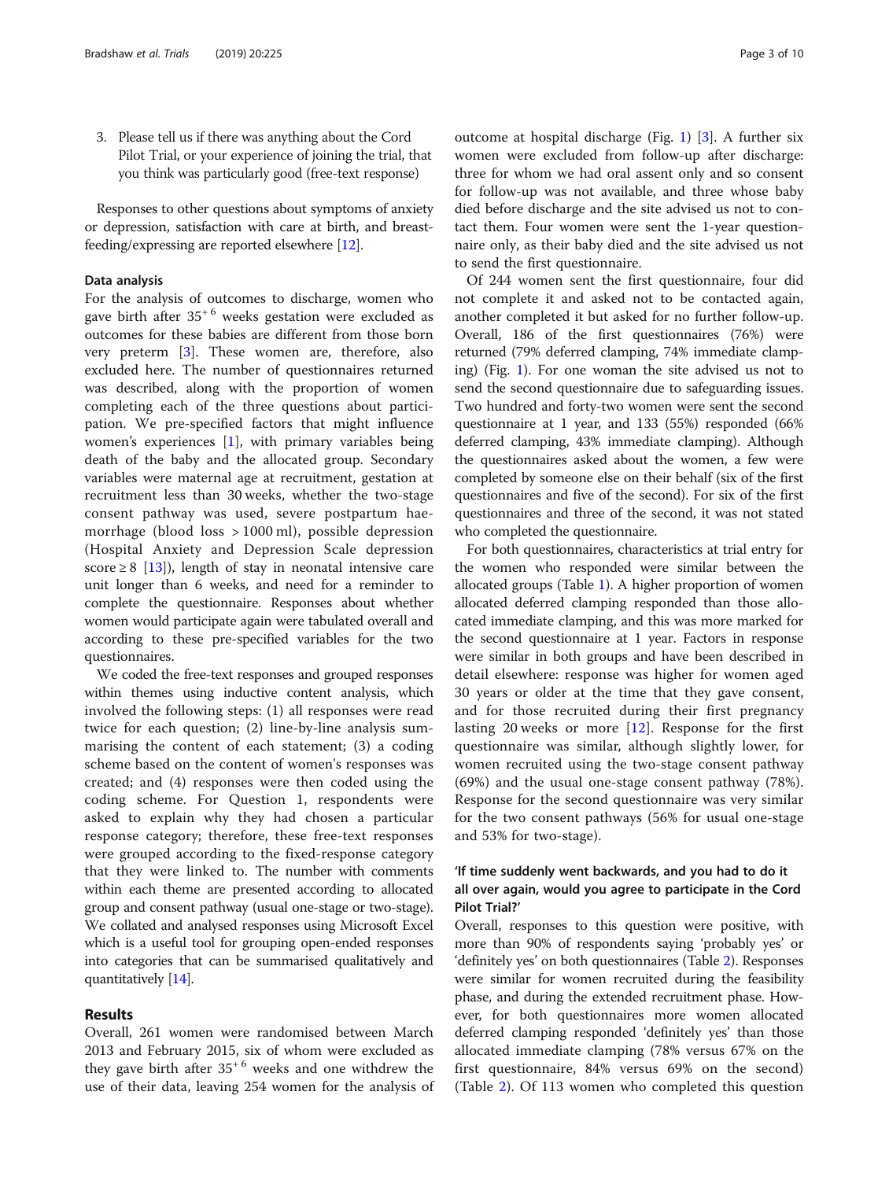3. Please tell us if there was anything about the Cord Pilot Trial, or your experience of joining the trial, that you think was particularly good (free-text response)

Responses to other questions about symptoms of anxiety or depression, satisfaction with care at birth, and breastfeeding/expressing are reported elsewhere [12].

### Data analysis

For the analysis of outcomes to discharge, women who gave birth after $35^{+6}$ weeks gestation were excluded as outcomes for these babies are different from those born very preterm [3]. These women are, therefore, also excluded here. The number of questionnaires returned was described, along with the proportion of women completing each of the three questions about participation. We pre-specified factors that might influence women's experiences [1], with primary variables being death of the baby and the allocated group. Secondary variables were maternal age at recruitment, gestation at recruitment less than 30 weeks, whether the two-stage consent pathway was used, severe postpartum haemorrhage (blood loss > 1000 ml), possible depression (Hospital Anxiety and Depression Scale depression score ≥ 8 [13]), length of stay in neonatal intensive care unit longer than 6 weeks, and need for a reminder to complete the questionnaire. Responses about whether women would participate again were tabulated overall and according to these pre-specified variables for the two questionnaires.

We coded the free-text responses and grouped responses within themes using inductive content analysis, which involved the following steps: (1) all responses were read twice for each question; (2) line-by-line analysis summarising the content of each statement; (3) a coding scheme based on the content of women's responses was created; and (4) responses were then coded using the coding scheme. For Question 1, respondents were asked to explain why they had chosen a particular response category; therefore, these free-text responses were grouped according to the fixed-response category that they were linked to. The number with comments within each theme are presented according to allocated group and consent pathway (usual one-stage or two-stage). We collated and analysed responses using Microsoft Excel which is a useful tool for grouping open-ended responses into categories that can be summarised qualitatively and quantitatively [14].

## Results

Overall, 261 women were randomised between March 2013 and February 2015, six of whom were excluded as they gave birth after $35^{+6}$ weeks and one withdrew the use of their data, leaving 254 women for the analysis of outcome at hospital discharge (Fig. 1) [3]. A further six women were excluded from follow-up after discharge: three for whom we had oral assent only and so consent for follow-up was not available, and three whose baby died before discharge and the site advised us not to contact them. Four women were sent the 1-year questionnaire only, as their baby died and the site advised us not to send the first questionnaire.

Of 244 women sent the first questionnaire, four did not complete it and asked not to be contacted again, another completed it but asked for no further follow-up. Overall, 186 of the first questionnaires (76%) were returned (79% deferred clamping, 74% immediate clamping) (Fig. 1). For one woman the site advised us not to send the second questionnaire due to safeguarding issues. Two hundred and forty-two women were sent the second questionnaire at 1 year, and 133 (55%) responded (66% deferred clamping, 43% immediate clamping). Although the questionnaires asked about the women, a few were completed by someone else on their behalf (six of the first questionnaires and five of the second). For six of the first questionnaires and three of the second, it was not stated who completed the questionnaire.

For both questionnaires, characteristics at trial entry for the women who responded were similar between the allocated groups (Table 1). A higher proportion of women allocated deferred clamping responded than those allocated immediate clamping, and this was more marked for the second questionnaire at 1 year. Factors in response were similar in both groups and have been described in detail elsewhere: response was higher for women aged 30 years or older at the time that they gave consent, and for those recruited during their first pregnancy lasting 20 weeks or more [12]. Response for the first questionnaire was similar, although slightly lower, for women recruited using the two-stage consent pathway (69%) and the usual one-stage consent pathway (78%). Response for the second questionnaire was very similar for the two consent pathways (56% for usual one-stage and 53% for two-stage).

### 'If time suddenly went backwards, and you had to do it all over again, would you agree to participate in the Cord Pilot Trial?'

Overall, responses to this question were positive, with more than 90% of respondents saying 'probably yes' or 'definitely yes' on both questionnaires (Table 2). Responses were similar for women recruited during the feasibility phase, and during the extended recruitment phase. However, for both questionnaires more women allocated deferred clamping responded 'definitely yes' than those allocated immediate clamping (78% versus 67% on the first questionnaire, 84% versus 69% on the second) (Table 2). Of 113 women who completed this question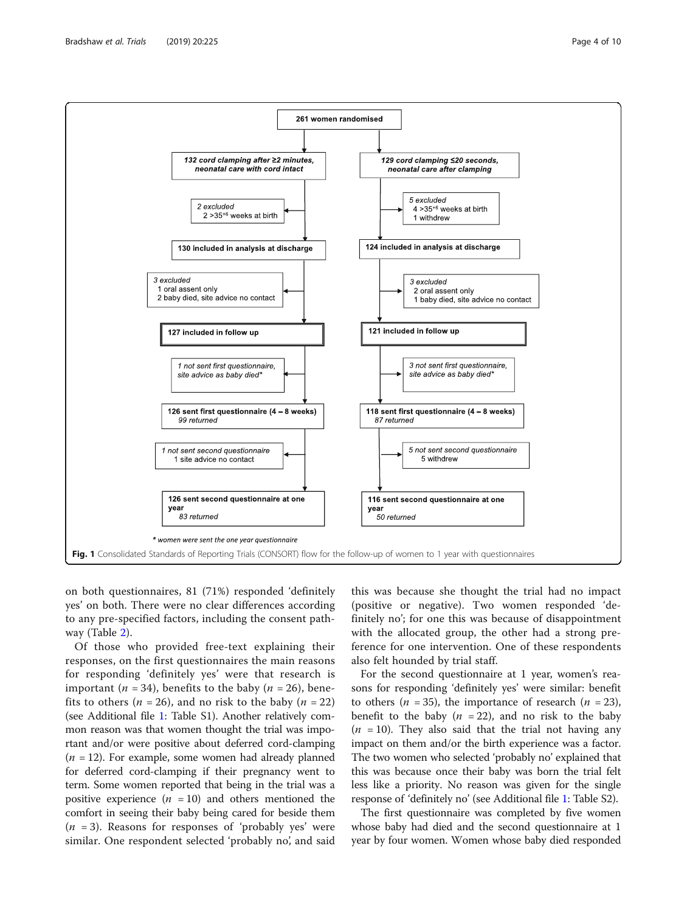261 women randomised

| 132 cord clamping after ≥2 minutes, neonatal care with cord intact | 129 cord clamping ≤20 seconds, neonatal care after clamping |
| --- | --- |
| 2 excluded: 2 >35[+6] weeks at birth | 5 excluded: 4 >35[+6] weeks at birth; 1 withdrew |
| 130 included in analysis at discharge | 124 included in analysis at discharge |
| 3 excluded: 1 oral assent only; 2 baby died, site advice no contact | 3 excluded: 2 oral assent only; 1 baby died, site advice no contact |
| 127 included in follow up | 121 included in follow up |
| 1 not sent first questionnaire, site advice as baby died* | 3 not sent first questionnaire, site advice as baby died* |
| 126 sent first questionnaire (4 – 8 weeks) 99 returned | 118 sent first questionnaire (4 – 8 weeks) 87 returned |
| 1 not sent second questionnaire: 1 site advice no contact | 5 not sent second questionnaire: 5 withdrew |
| 126 sent second questionnaire at one year 83 returned | 116 sent second questionnaire at one year 50 returned |

\* women were sent the one year questionnaire

**Fig. 1** Consolidated Standards of Reporting Trials (CONSORT) flow for the follow-up of women to 1 year with questionnaires

on both questionnaires, 81 (71%) responded 'definitely yes' on both. There were no clear differences according to any pre-specified factors, including the consent pathway (Table 2).

Of those who provided free-text explaining their responses, on the first questionnaires the main reasons for responding 'definitely yes' were that research is important ($n$ = 34), benefits to the baby ($n$ = 26), benefits to others ($n$ = 26), and no risk to the baby ($n$ = 22) (see Additional file 1: Table S1). Another relatively common reason was that women thought the trial was important and/or were positive about deferred cord-clamping ($n$ = 12). For example, some women had already planned for deferred cord-clamping if their pregnancy went to term. Some women reported that being in the trial was a positive experience ($n$ = 10) and others mentioned the comfort in seeing their baby being cared for beside them ($n$ = 3). Reasons for responses of 'probably yes' were similar. One respondent selected 'probably no', and said this was because she thought the trial had no impact (positive or negative). Two women responded 'definitely no'; for one this was because of disappointment with the allocated group, the other had a strong preference for one intervention. One of these respondents also felt hounded by trial staff.

For the second questionnaire at 1 year, women's reasons for responding 'definitely yes' were similar: benefit to others ($n$ = 35), the importance of research ($n$ = 23), benefit to the baby ($n$ = 22), and no risk to the baby ($n$ = 10). They also said that the trial not having any impact on them and/or the birth experience was a factor. The two women who selected 'probably no' explained that this was because once their baby was born the trial felt less like a priority. No reason was given for the single response of 'definitely no' (see Additional file 1: Table S2).

The first questionnaire was completed by five women whose baby had died and the second questionnaire at 1 year by four women. Women whose baby died responded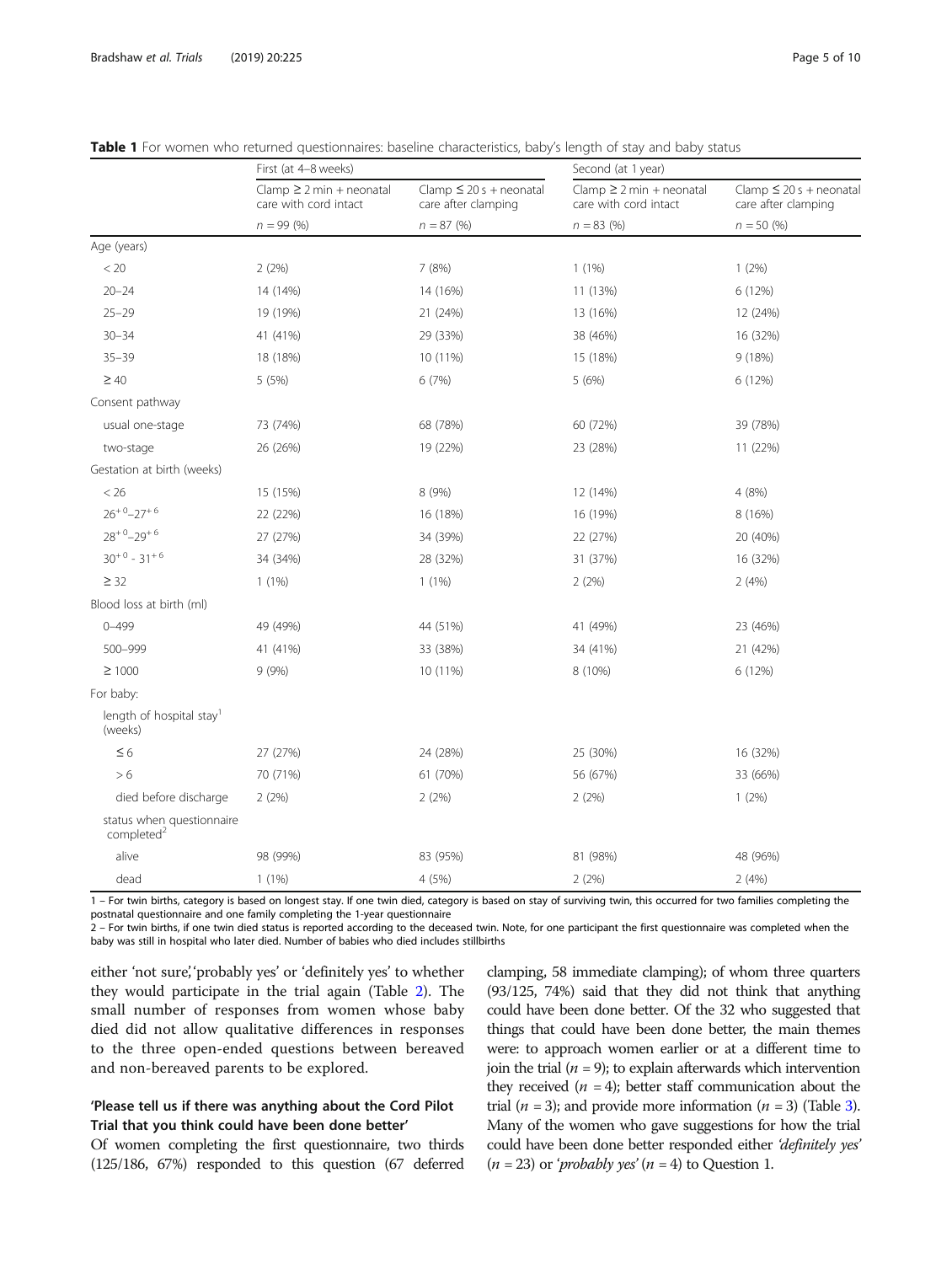**Table 1** For women who returned questionnaires: baseline characteristics, baby's length of stay and baby status

| | First (at 4–8 weeks) | | Second (at 1 year) | |
|---|---|---|---|---|
| | Clamp ≥ 2 min + neonatal care with cord intact | Clamp ≤ 20 s + neonatal care after clamping | Clamp ≥ 2 min + neonatal care with cord intact | Clamp ≤ 20 s + neonatal care after clamping |
| | $n$ = 99 (%) | $n$ = 87 (%) | $n$ = 83 (%) | $n$ = 50 (%) |
| Age (years) | | | | |
| < 20 | 2 (2%) | 7 (8%) | 1 (1%) | 1 (2%) |
| 20–24 | 14 (14%) | 14 (16%) | 11 (13%) | 6 (12%) |
| 25–29 | 19 (19%) | 21 (24%) | 13 (16%) | 12 (24%) |
| 30–34 | 41 (41%) | 29 (33%) | 38 (46%) | 16 (32%) |
| 35–39 | 18 (18%) | 10 (11%) | 15 (18%) | 9 (18%) |
| ≥ 40 | 5 (5%) | 6 (7%) | 5 (6%) | 6 (12%) |
| Consent pathway | | | | |
| usual one-stage | 73 (74%) | 68 (78%) | 60 (72%) | 39 (78%) |
| two-stage | 26 (26%) | 19 (22%) | 23 (28%) | 11 (22%) |
| Gestation at birth (weeks) | | | | |
| < 26 | 15 (15%) | 8 (9%) | 12 (14%) | 4 (8%) |
| $26^{+0}$–$27^{+6}$ | 22 (22%) | 16 (18%) | 16 (19%) | 8 (16%) |
| $28^{+0}$–$29^{+6}$ | 27 (27%) | 34 (39%) | 22 (27%) | 20 (40%) |
| $30^{+0}$ - $31^{+6}$ | 34 (34%) | 28 (32%) | 31 (37%) | 16 (32%) |
| ≥ 32 | 1 (1%) | 1 (1%) | 2 (2%) | 2 (4%) |
| Blood loss at birth (ml) | | | | |
| 0–499 | 49 (49%) | 44 (51%) | 41 (49%) | 23 (46%) |
| 500–999 | 41 (41%) | 33 (38%) | 34 (41%) | 21 (42%) |
| ≥ 1000 | 9 (9%) | 10 (11%) | 8 (10%) | 6 (12%) |
| For baby: | | | | |
| length of hospital stay[1] (weeks) | | | | |
| ≤ 6 | 27 (27%) | 24 (28%) | 25 (30%) | 16 (32%) |
| > 6 | 70 (71%) | 61 (70%) | 56 (67%) | 33 (66%) |
| died before discharge | 2 (2%) | 2 (2%) | 2 (2%) | 1 (2%) |
| status when questionnaire completed[2] | | | | |
| alive | 98 (99%) | 83 (95%) | 81 (98%) | 48 (96%) |
| dead | 1 (1%) | 4 (5%) | 2 (2%) | 2 (4%) |

1 – For twin births, category is based on longest stay. If one twin died, category is based on stay of surviving twin, this occurred for two families completing the postnatal questionnaire and one family completing the 1-year questionnaire

2 – For twin births, if one twin died status is reported according to the deceased twin. Note, for one participant the first questionnaire was completed when the baby was still in hospital who later died. Number of babies who died includes stillbirths

either 'not sure,' 'probably yes' or 'definitely yes' to whether they would participate in the trial again (Table 2). The small number of responses from women whose baby died did not allow qualitative differences in responses to the three open-ended questions between bereaved and non-bereaved parents to be explored.

### 'Please tell us if there was anything about the Cord Pilot Trial that you think could have been done better'

Of women completing the first questionnaire, two thirds (125/186, 67%) responded to this question (67 deferred clamping, 58 immediate clamping); of whom three quarters (93/125, 74%) said that they did not think that anything could have been done better. Of the 32 who suggested that things that could have been done better, the main themes were: to approach women earlier or at a different time to join the trial ($n$ = 9); to explain afterwards which intervention they received ($n$ = 4); better staff communication about the trial ($n$ = 3); and provide more information ($n$ = 3) (Table 3). Many of the women who gave suggestions for how the trial could have been done better responded either *'definitely yes'* ($n$ = 23) or '*probably yes*' ($n$ = 4) to Question 1.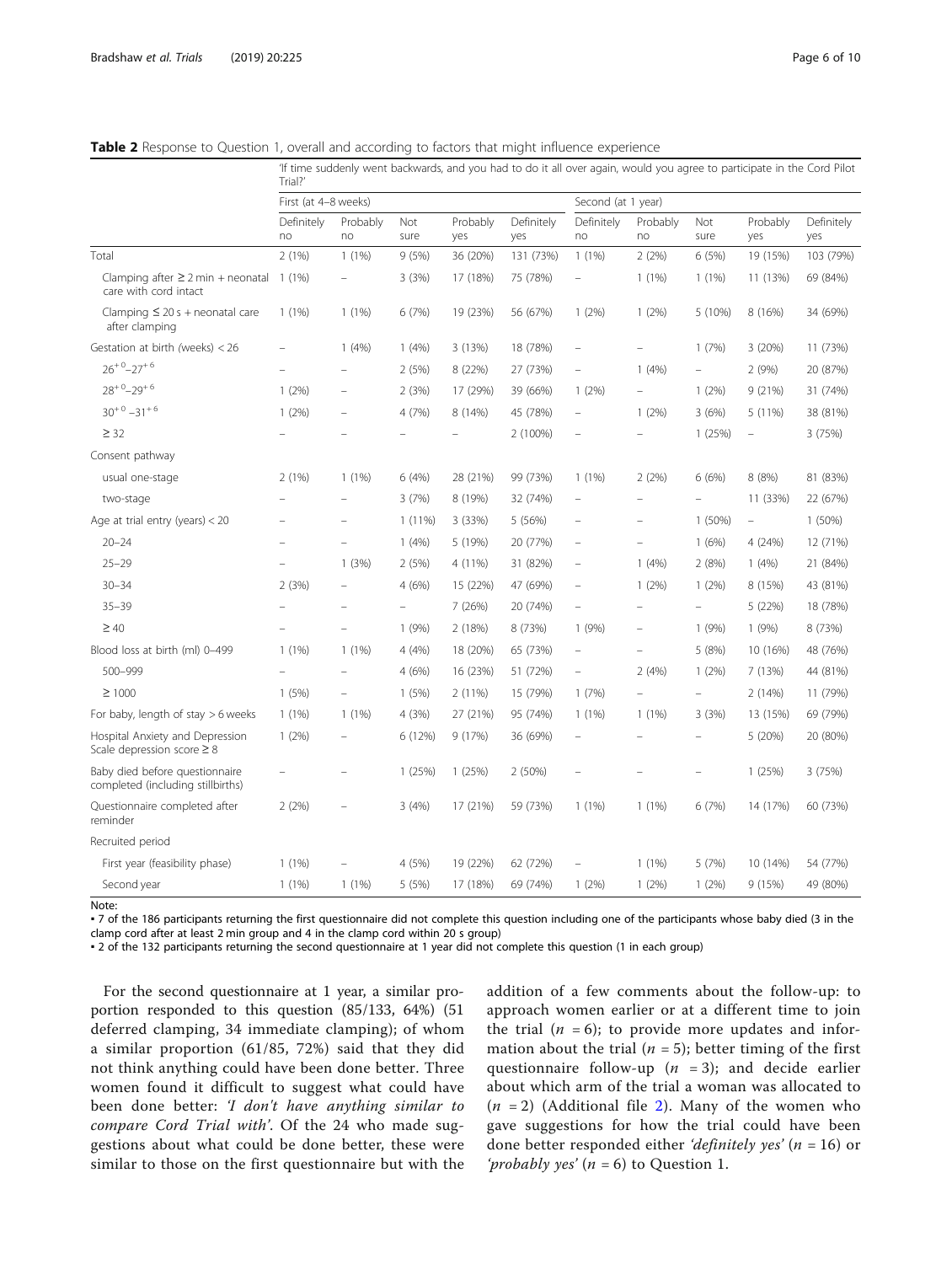**Table 2** Response to Question 1, overall and according to factors that might influence experience

| | 'If time suddenly went backwards, and you had to do it all over again, would you agree to participate in the Cord Pilot Trial?' | | | | | | | | | |
|---|---|---|---|---|---|---|---|---|---|---|
| | First (at 4–8 weeks) | | | | | Second (at 1 year) | | | | |
| | Definitely no | Probably no | Not sure | Probably yes | Definitely yes | Definitely no | Probably no | Not sure | Probably yes | Definitely yes |
| Total | 2 (1%) | 1 (1%) | 9 (5%) | 36 (20%) | 131 (73%) | 1 (1%) | 2 (2%) | 6 (5%) | 19 (15%) | 103 (79%) |
| Clamping after ≥ 2 min + neonatal care with cord intact | 1 (1%) | – | 3 (3%) | 17 (18%) | 75 (78%) | – | 1 (1%) | 1 (1%) | 11 (13%) | 69 (84%) |
| Clamping ≤ 20 s + neonatal care after clamping | 1 (1%) | 1 (1%) | 6 (7%) | 19 (23%) | 56 (67%) | 1 (2%) | 1 (2%) | 5 (10%) | 8 (16%) | 34 (69%) |
| Gestation at birth (weeks) < 26 | – | 1 (4%) | 1 (4%) | 3 (13%) | 18 (78%) | – | – | 1 (7%) | 3 (20%) | 11 (73%) |
| $26^{+0}$–$27^{+6}$ | – | – | 2 (5%) | 8 (22%) | 27 (73%) | – | 1 (4%) | – | 2 (9%) | 20 (87%) |
| $28^{+0}$–$29^{+6}$ | 1 (2%) | – | 2 (3%) | 17 (29%) | 39 (66%) | 1 (2%) | – | 1 (2%) | 9 (21%) | 31 (74%) |
| $30^{+0}$–$31^{+6}$ | 1 (2%) | – | 4 (7%) | 8 (14%) | 45 (78%) | – | 1 (2%) | 3 (6%) | 5 (11%) | 38 (81%) |
| ≥ 32 | – | – | – | – | 2 (100%) | – | – | 1 (25%) | – | 3 (75%) |
| Consent pathway | | | | | | | | | | |
| usual one-stage | 2 (1%) | 1 (1%) | 6 (4%) | 28 (21%) | 99 (73%) | 1 (1%) | 2 (2%) | 6 (6%) | 8 (8%) | 81 (83%) |
| two-stage | – | – | 3 (7%) | 8 (19%) | 32 (74%) | – | – | – | 11 (33%) | 22 (67%) |
| Age at trial entry (years) < 20 | – | – | 1 (11%) | 3 (33%) | 5 (56%) | – | – | 1 (50%) | – | 1 (50%) |
| 20–24 | – | – | 1 (4%) | 5 (19%) | 20 (77%) | – | – | 1 (6%) | 4 (24%) | 12 (71%) |
| 25–29 | – | 1 (3%) | 2 (5%) | 4 (11%) | 31 (82%) | – | 1 (4%) | 2 (8%) | 1 (4%) | 21 (84%) |
| 30–34 | 2 (3%) | – | 4 (6%) | 15 (22%) | 47 (69%) | – | 1 (2%) | 1 (2%) | 8 (15%) | 43 (81%) |
| 35–39 | – | – | – | 7 (26%) | 20 (74%) | – | – | – | 5 (22%) | 18 (78%) |
| ≥ 40 | – | – | 1 (9%) | 2 (18%) | 8 (73%) | 1 (9%) | – | 1 (9%) | 1 (9%) | 8 (73%) |
| Blood loss at birth (ml) 0–499 | 1 (1%) | 1 (1%) | 4 (4%) | 18 (20%) | 65 (73%) | – | – | 5 (8%) | 10 (16%) | 48 (76%) |
| 500–999 | – | – | 4 (6%) | 16 (23%) | 51 (72%) | – | 2 (4%) | 1 (2%) | 7 (13%) | 44 (81%) |
| ≥ 1000 | 1 (5%) | – | 1 (5%) | 2 (11%) | 15 (79%) | 1 (7%) | – | – | 2 (14%) | 11 (79%) |
| For baby, length of stay > 6 weeks | 1 (1%) | 1 (1%) | 4 (3%) | 27 (21%) | 95 (74%) | 1 (1%) | 1 (1%) | 3 (3%) | 13 (15%) | 69 (79%) |
| Hospital Anxiety and Depression Scale depression score ≥ 8 | 1 (2%) | – | 6 (12%) | 9 (17%) | 36 (69%) | – | – | – | 5 (20%) | 20 (80%) |
| Baby died before questionnaire completed (including stillbirths) | – | – | 1 (25%) | 1 (25%) | 2 (50%) | – | – | – | 1 (25%) | 3 (75%) |
| Questionnaire completed after reminder | 2 (2%) | – | 3 (4%) | 17 (21%) | 59 (73%) | 1 (1%) | 1 (1%) | 6 (7%) | 14 (17%) | 60 (73%) |
| Recruited period | | | | | | | | | | |
| First year (feasibility phase) | 1 (1%) | – | 4 (5%) | 19 (22%) | 62 (72%) | – | 1 (1%) | 5 (7%) | 10 (14%) | 54 (77%) |
| Second year | 1 (1%) | 1 (1%) | 5 (5%) | 17 (18%) | 69 (74%) | 1 (2%) | 1 (2%) | 1 (2%) | 9 (15%) | 49 (80%) |

Note:
▪ 7 of the 186 participants returning the first questionnaire did not complete this question including one of the participants whose baby died (3 in the clamp cord after at least 2 min group and 4 in the clamp cord within 20 s group)
▪ 2 of the 132 participants returning the second questionnaire at 1 year did not complete this question (1 in each group)

For the second questionnaire at 1 year, a similar proportion responded to this question (85/133, 64%) (51 deferred clamping, 34 immediate clamping); of whom a similar proportion (61/85, 72%) said that they did not think anything could have been done better. Three women found it difficult to suggest what could have been done better: *'I don't have anything similar to compare Cord Trial with'*. Of the 24 who made suggestions about what could be done better, these were similar to those on the first questionnaire but with the addition of a few comments about the follow-up: to approach women earlier or at a different time to join the trial ($n$ = 6); to provide more updates and information about the trial ($n$ = 5); better timing of the first questionnaire follow-up ($n$ = 3); and decide earlier about which arm of the trial a woman was allocated to ($n$ = 2) (Additional file 2). Many of the women who gave suggestions for how the trial could have been done better responded either *'definitely yes'* ($n$ = 16) or *'probably yes'* ($n$ = 6) to Question 1.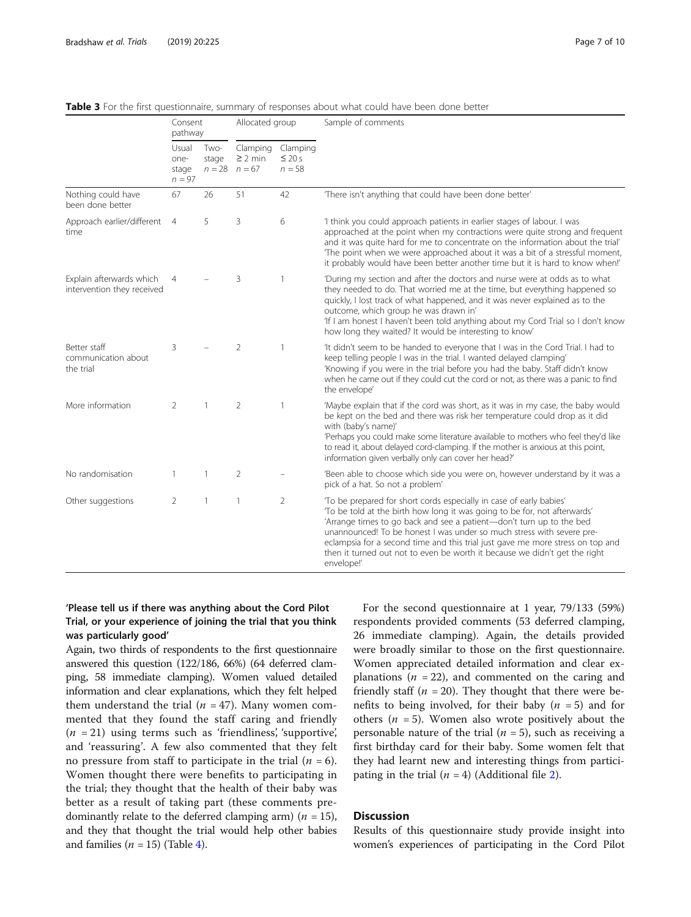**Table 3** For the first questionnaire, summary of responses about what could have been done better

| | Consent pathway | | Allocated group | | Sample of comments |
|---|---|---|---|---|---|
| | Usual one-stage $n = 97$ | Two-stage $n = 28$ | Clamping ≥ 2 min $n = 67$ | Clamping ≤ 20 s $n = 58$ | |
| Nothing could have been done better | 67 | 26 | 51 | 42 | 'There isn't anything that could have been done better' |
| Approach earlier/different time | 4 | 5 | 3 | 6 | 'I think you could approach patients in earlier stages of labour. I was approached at the point when my contractions were quite strong and frequent and it was quite hard for me to concentrate on the information about the trial' 'The point when we were approached about it was a bit of a stressful moment, it probably would have been better another time but it is hard to know when!' |
| Explain afterwards which intervention they received | 4 | – | 3 | 1 | 'During my section and after the doctors and nurse were at odds as to what they needed to do. That worried me at the time, but everything happened so quickly, I lost track of what happened, and it was never explained as to the outcome, which group he was drawn in' 'If I am honest I haven't been told anything about my Cord Trial so I don't know how long they waited? It would be interesting to know' |
| Better staff communication about the trial | 3 | – | 2 | 1 | 'It didn't seem to be handed to everyone that I was in the Cord Trial. I had to keep telling people I was in the trial. I wanted delayed clamping' 'Knowing if you were in the trial before you had the baby. Staff didn't know when he came out if they could cut the cord or not, as there was a panic to find the envelope' |
| More information | 2 | 1 | 2 | 1 | 'Maybe explain that if the cord was short, as it was in my case, the baby would be kept on the bed and there was risk her temperature could drop as it did with (baby's name)' 'Perhaps you could make some literature available to mothers who feel they'd like to read it, about delayed cord-clamping. If the mother is anxious at this point, information given verbally only can cover her head?' |
| No randomisation | 1 | 1 | 2 | – | 'Been able to choose which side you were on, however understand by it was a pick of a hat. So not a problem' |
| Other suggestions | 2 | 1 | 1 | 2 | 'To be prepared for short cords especially in case of early babies' 'To be told at the birth how long it was going to be for, not afterwards' 'Arrange times to go back and see a patient—don't turn up to the bed unannounced! To be honest I was under so much stress with severe pre-eclampsia for a second time and this trial just gave me more stress on top and then it turned out not to even be worth it because we didn't get the right envelope!' |

### 'Please tell us if there was anything about the Cord Pilot Trial, or your experience of joining the trial that you think was particularly good'

Again, two thirds of respondents to the first questionnaire answered this question (122/186, 66%) (64 deferred clamping, 58 immediate clamping). Women valued detailed information and clear explanations, which they felt helped them understand the trial ($n = 47$). Many women commented that they found the staff caring and friendly ($n = 21$) using terms such as 'friendliness', 'supportive', and 'reassuring'. A few also commented that they felt no pressure from staff to participate in the trial ($n = 6$). Women thought there were benefits to participating in the trial; they thought that the health of their baby was better as a result of taking part (these comments predominantly relate to the deferred clamping arm) ($n = 15$), and they that thought the trial would help other babies and families ($n = 15$) (Table 4).

For the second questionnaire at 1 year, 79/133 (59%) respondents provided comments (53 deferred clamping, 26 immediate clamping). Again, the details provided were broadly similar to those on the first questionnaire. Women appreciated detailed information and clear explanations ($n = 22$), and commented on the caring and friendly staff ($n = 20$). They thought that there were benefits to being involved, for their baby ($n = 5$) and for others ($n = 5$). Women also wrote positively about the personable nature of the trial ($n = 5$), such as receiving a first birthday card for their baby. Some women felt that they had learnt new and interesting things from participating in the trial ($n = 4$) (Additional file 2).

## Discussion

Results of this questionnaire study provide insight into women's experiences of participating in the Cord Pilot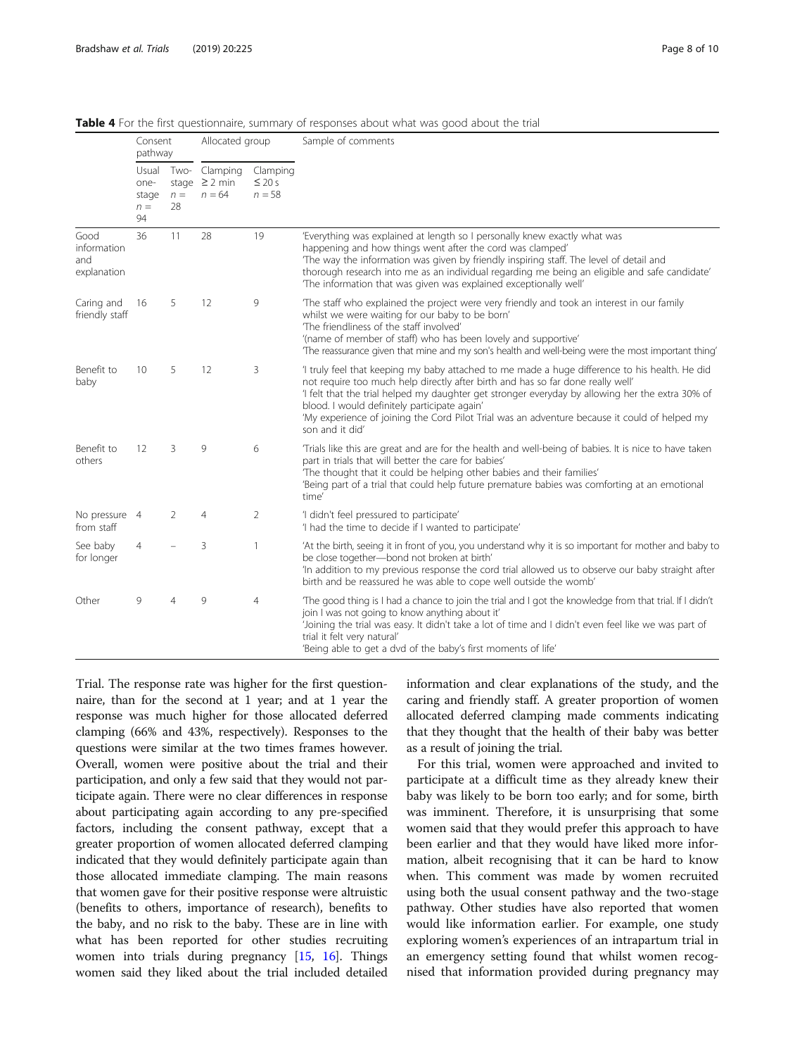**Table 4** For the first questionnaire, summary of responses about what was good about the trial

| | Consent pathway | | Allocated group | | Sample of comments |
|---|---|---|---|---|---|
| | Usual one-stage $n = 94$ | Two-stage $n = 28$ | Clamping ≥ 2 min $n = 64$ | Clamping ≤ 20 s $n = 58$ | |
| Good information and explanation | 36 | 11 | 28 | 19 | 'Everything was explained at length so I personally knew exactly what was happening and how things went after the cord was clamped'<br>'The way the information was given by friendly inspiring staff. The level of detail and thorough research into me as an individual regarding me being an eligible and safe candidate'<br>'The information that was given was explained exceptionally well' |
| Caring and friendly staff | 16 | 5 | 12 | 9 | 'The staff who explained the project were very friendly and took an interest in our family whilst we were waiting for our baby to be born'<br>'The friendliness of the staff involved'<br>'(name of member of staff) who has been lovely and supportive'<br>'The reassurance given that mine and my son's health and well-being were the most important thing' |
| Benefit to baby | 10 | 5 | 12 | 3 | 'I truly feel that keeping my baby attached to me made a huge difference to his health. He did not require too much help directly after birth and has so far done really well'<br>'I felt that the trial helped my daughter get stronger everyday by allowing her the extra 30% of blood. I would definitely participate again'<br>'My experience of joining the Cord Pilot Trial was an adventure because it could of helped my son and it did' |
| Benefit to others | 12 | 3 | 9 | 6 | 'Trials like this are great and are for the health and well-being of babies. It is nice to have taken part in trials that will better the care for babies'<br>'The thought that it could be helping other babies and their families'<br>'Being part of a trial that could help future premature babies was comforting at an emotional time' |
| No pressure from staff | 4 | 2 | 4 | 2 | 'I didn't feel pressured to participate'<br>'I had the time to decide if I wanted to participate' |
| See baby for longer | 4 | – | 3 | 1 | 'At the birth, seeing it in front of you, you understand why it is so important for mother and baby to be close together—bond not broken at birth'<br>'In addition to my previous response the cord trial allowed us to observe our baby straight after birth and be reassured he was able to cope well outside the womb' |
| Other | 9 | 4 | 9 | 4 | 'The good thing is I had a chance to join the trial and I got the knowledge from that trial. If I didn't join I was not going to know anything about it'<br>'Joining the trial was easy. It didn't take a lot of time and I didn't even feel like we was part of trial it felt very natural'<br>'Being able to get a dvd of the baby's first moments of life' |

Trial. The response rate was higher for the first questionnaire, than for the second at 1 year; and at 1 year the response was much higher for those allocated deferred clamping (66% and 43%, respectively). Responses to the questions were similar at the two times frames however. Overall, women were positive about the trial and their participation, and only a few said that they would not participate again. There were no clear differences in response about participating again according to any pre-specified factors, including the consent pathway, except that a greater proportion of women allocated deferred clamping indicated that they would definitely participate again than those allocated immediate clamping. The main reasons that women gave for their positive response were altruistic (benefits to others, importance of research), benefits to the baby, and no risk to the baby. These are in line with what has been reported for other studies recruiting women into trials during pregnancy [15, 16]. Things women said they liked about the trial included detailed information and clear explanations of the study, and the caring and friendly staff. A greater proportion of women allocated deferred clamping made comments indicating that they thought that the health of their baby was better as a result of joining the trial.

For this trial, women were approached and invited to participate at a difficult time as they already knew their baby was likely to be born too early; and for some, birth was imminent. Therefore, it is unsurprising that some women said that they would prefer this approach to have been earlier and that they would have liked more information, albeit recognising that it can be hard to know when. This comment was made by women recruited using both the usual consent pathway and the two-stage pathway. Other studies have also reported that women would like information earlier. For example, one study exploring women's experiences of an intrapartum trial in an emergency setting found that whilst women recognised that information provided during pregnancy may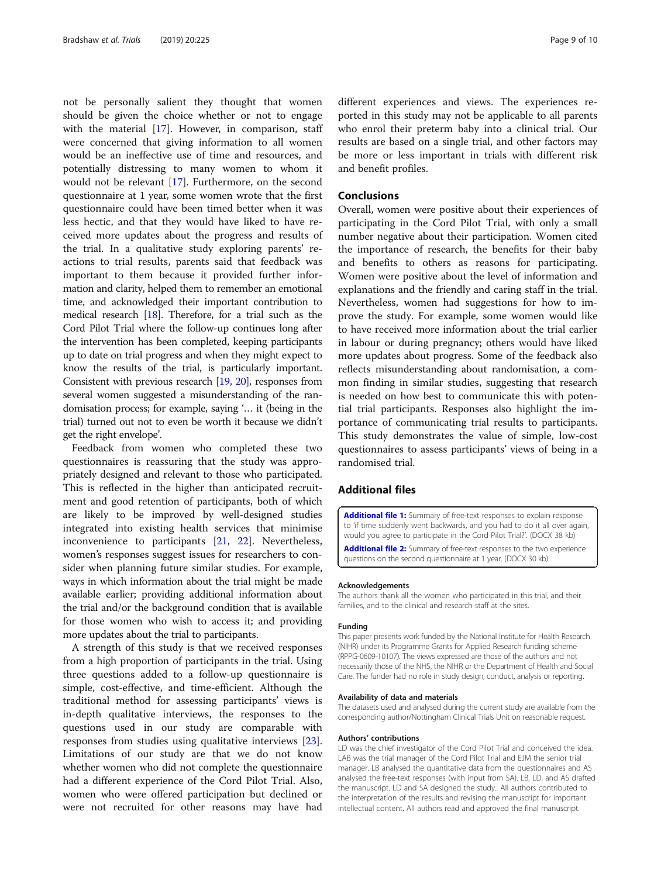not be personally salient they thought that women should be given the choice whether or not to engage with the material [17]. However, in comparison, staff were concerned that giving information to all women would be an ineffective use of time and resources, and potentially distressing to many women to whom it would not be relevant [17]. Furthermore, on the second questionnaire at 1 year, some women wrote that the first questionnaire could have been timed better when it was less hectic, and that they would have liked to have received more updates about the progress and results of the trial. In a qualitative study exploring parents' reactions to trial results, parents said that feedback was important to them because it provided further information and clarity, helped them to remember an emotional time, and acknowledged their important contribution to medical research [18]. Therefore, for a trial such as the Cord Pilot Trial where the follow-up continues long after the intervention has been completed, keeping participants up to date on trial progress and when they might expect to know the results of the trial, is particularly important. Consistent with previous research [19, 20], responses from several women suggested a misunderstanding of the randomisation process; for example, saying '… it (being in the trial) turned out not to even be worth it because we didn't get the right envelope'.

Feedback from women who completed these two questionnaires is reassuring that the study was appropriately designed and relevant to those who participated. This is reflected in the higher than anticipated recruitment and good retention of participants, both of which are likely to be improved by well-designed studies integrated into existing health services that minimise inconvenience to participants [21, 22]. Nevertheless, women's responses suggest issues for researchers to consider when planning future similar studies. For example, ways in which information about the trial might be made available earlier; providing additional information about the trial and/or the background condition that is available for those women who wish to access it; and providing more updates about the trial to participants.

A strength of this study is that we received responses from a high proportion of participants in the trial. Using three questions added to a follow-up questionnaire is simple, cost-effective, and time-efficient. Although the traditional method for assessing participants' views is in-depth qualitative interviews, the responses to the questions used in our study are comparable with responses from studies using qualitative interviews [23]. Limitations of our study are that we do not know whether women who did not complete the questionnaire had a different experience of the Cord Pilot Trial. Also, women who were offered participation but declined or were not recruited for other reasons may have had different experiences and views. The experiences reported in this study may not be applicable to all parents who enrol their preterm baby into a clinical trial. Our results are based on a single trial, and other factors may be more or less important in trials with different risk and benefit profiles.

## Conclusions

Overall, women were positive about their experiences of participating in the Cord Pilot Trial, with only a small number negative about their participation. Women cited the importance of research, the benefits for their baby and benefits to others as reasons for participating. Women were positive about the level of information and explanations and the friendly and caring staff in the trial. Nevertheless, women had suggestions for how to improve the study. For example, some women would like to have received more information about the trial earlier in labour or during pregnancy; others would have liked more updates about progress. Some of the feedback also reflects misunderstanding about randomisation, a common finding in similar studies, suggesting that research is needed on how best to communicate this with potential trial participants. Responses also highlight the importance of communicating trial results to participants. This study demonstrates the value of simple, low-cost questionnaires to assess participants' views of being in a randomised trial.

## Additional files

**Additional file 1:** Summary of free-text responses to explain response to 'if time suddenly went backwards, and you had to do it all over again, would you agree to participate in the Cord Pilot Trial?'. (DOCX 38 kb)

**Additional file 2:** Summary of free-text responses to the two experience questions on the second questionnaire at 1 year. (DOCX 30 kb)

#### Acknowledgements

The authors thank all the women who participated in this trial, and their families, and to the clinical and research staff at the sites.

#### Funding

This paper presents work funded by the National Institute for Health Research (NIHR) under its Programme Grants for Applied Research funding scheme (RPPG-0609-10107). The views expressed are those of the authors and not necessarily those of the NHS, the NIHR or the Department of Health and Social Care. The funder had no role in study design, conduct, analysis or reporting.

#### Availability of data and materials

The datasets used and analysed during the current study are available from the corresponding author/Nottingham Clinical Trials Unit on reasonable request.

#### Authors' contributions

LD was the chief investigator of the Cord Pilot Trial and conceived the idea. LAB was the trial manager of the Cord Pilot Trial and EJM the senior trial manager. LB analysed the quantitative data from the questionnaires and AS analysed the free-text responses (with input from SA). LB, LD, and AS drafted the manuscript. LD and SA designed the study.. All authors contributed to the interpretation of the results and revising the manuscript for important intellectual content. All authors read and approved the final manuscript.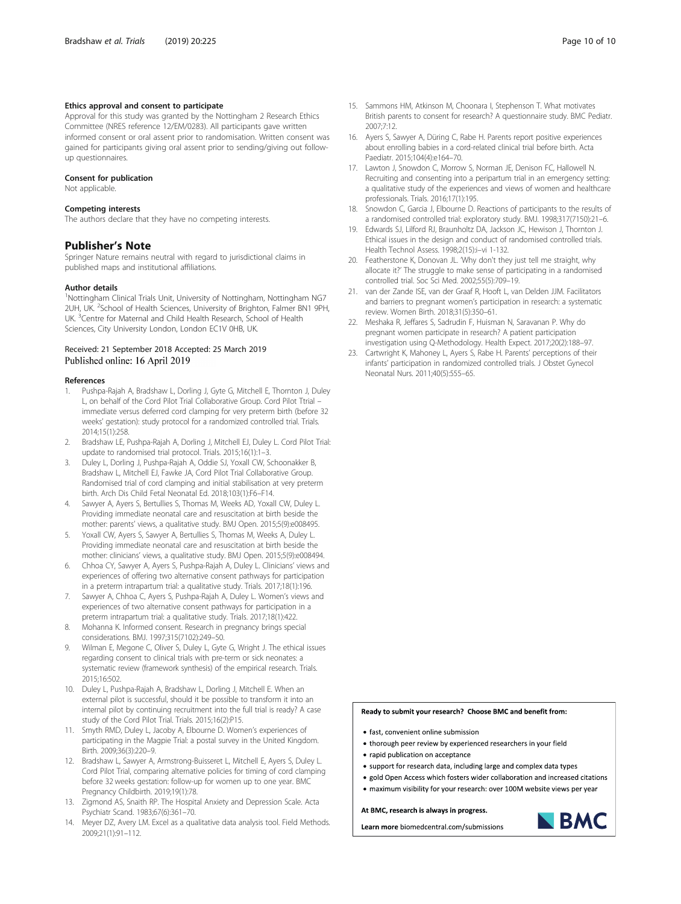#### Ethics approval and consent to participate

Approval for this study was granted by the Nottingham 2 Research Ethics Committee (NRES reference 12/EM/0283). All participants gave written informed consent or oral assent prior to randomisation. Written consent was gained for participants giving oral assent prior to sending/giving out follow-up questionnaires.

#### Consent for publication

Not applicable.

#### Competing interests

The authors declare that they have no competing interests.

### Publisher's Note

Springer Nature remains neutral with regard to jurisdictional claims in published maps and institutional affiliations.

#### Author details

[1]Nottingham Clinical Trials Unit, University of Nottingham, Nottingham NG7 2UH, UK. [2]School of Health Sciences, University of Brighton, Falmer BN1 9PH, UK. [3]Centre for Maternal and Child Health Research, School of Health Sciences, City University London, London EC1V 0HB, UK.

Received: 21 September 2018 Accepted: 25 March 2019
Published online: 16 April 2019

#### References

1. Pushpa-Rajah A, Bradshaw L, Dorling J, Gyte G, Mitchell E, Thornton J, Duley L, on behalf of the Cord Pilot Trial Collaborative Group. Cord Pilot Ttrial – immediate versus deferred cord clamping for very preterm birth (before 32 weeks' gestation): study protocol for a randomized controlled trial. Trials. 2014;15(1):258.
2. Bradshaw LE, Pushpa-Rajah A, Dorling J, Mitchell EJ, Duley L. Cord Pilot Trial: update to randomised trial protocol. Trials. 2015;16(1):1–3.
3. Duley L, Dorling J, Pushpa-Rajah A, Oddie SJ, Yoxall CW, Schoonakker B, Bradshaw L, Mitchell EJ, Fawke JA, Cord Pilot Trial Collaborative Group. Randomised trial of cord clamping and initial stabilisation at very preterm birth. Arch Dis Child Fetal Neonatal Ed. 2018;103(1):F6–F14.
4. Sawyer A, Ayers S, Bertullies S, Thomas M, Weeks AD, Yoxall CW, Duley L. Providing immediate neonatal care and resuscitation at birth beside the mother: parents' views, a qualitative study. BMJ Open. 2015;5(9):e008495.
5. Yoxall CW, Ayers S, Sawyer A, Bertullies S, Thomas M, Weeks A, Duley L. Providing immediate neonatal care and resuscitation at birth beside the mother: clinicians' views, a qualitative study. BMJ Open. 2015;5(9):e008494.
6. Chhoa CY, Sawyer A, Ayers S, Pushpa-Rajah A, Duley L. Clinicians' views and experiences of offering two alternative consent pathways for participation in a preterm intrapartum trial: a qualitative study. Trials. 2017;18(1):196.
7. Sawyer A, Chhoa C, Ayers S, Pushpa-Rajah A, Duley L. Women's views and experiences of two alternative consent pathways for participation in a preterm intrapartum trial: a qualitative study. Trials. 2017;18(1):422.
8. Mohanna K. Informed consent. Research in pregnancy brings special considerations. BMJ. 1997;315(7102):249–50.
9. Wilman E, Megone C, Oliver S, Duley L, Gyte G, Wright J. The ethical issues regarding consent to clinical trials with pre-term or sick neonates: a systematic review (framework synthesis) of the empirical research. Trials. 2015;16:502.
10. Duley L, Pushpa-Rajah A, Bradshaw L, Dorling J, Mitchell E. When an external pilot is successful, should it be possible to transform it into an internal pilot by continuing recruitment into the full trial is ready? A case study of the Cord Pilot Trial. Trials. 2015;16(2):P15.
11. Smyth RMD, Duley L, Jacoby A, Elbourne D. Women's experiences of participating in the Magpie Trial: a postal survey in the United Kingdom. Birth. 2009;36(3):220–9.
12. Bradshaw L, Sawyer A, Armstrong-Buisseret L, Mitchell E, Ayers S, Duley L. Cord Pilot Trial, comparing alternative policies for timing of cord clamping before 32 weeks gestation: follow-up for women up to one year. BMC Pregnancy Childbirth. 2019;19(1):78.
13. Zigmond AS, Snaith RP. The Hospital Anxiety and Depression Scale. Acta Psychiatr Scand. 1983;67(6):361–70.
14. Meyer DZ, Avery LM. Excel as a qualitative data analysis tool. Field Methods. 2009;21(1):91–112.
15. Sammons HM, Atkinson M, Choonara I, Stephenson T. What motivates British parents to consent for research? A questionnaire study. BMC Pediatr. 2007;7:12.
16. Ayers S, Sawyer A, Düring C, Rabe H. Parents report positive experiences about enrolling babies in a cord-related clinical trial before birth. Acta Paediatr. 2015;104(4):e164–70.
17. Lawton J, Snowdon C, Morrow S, Norman JE, Denison FC, Hallowell N. Recruiting and consenting into a peripartum trial in an emergency setting: a qualitative study of the experiences and views of women and healthcare professionals. Trials. 2016;17(1):195.
18. Snowdon C, Garcia J, Elbourne D. Reactions of participants to the results of a randomised controlled trial: exploratory study. BMJ. 1998;317(7150):21–6.
19. Edwards SJ, Lilford RJ, Braunholtz DA, Jackson JC, Hewison J, Thornton J. Ethical issues in the design and conduct of randomised controlled trials. Health Technol Assess. 1998;2(15):i–vi 1-132.
20. Featherstone K, Donovan JL. 'Why don't they just tell me straight, why allocate it?' The struggle to make sense of participating in a randomised controlled trial. Soc Sci Med. 2002;55(5):709–19.
21. van der Zande ISE, van der Graaf R, Hooft L, van Delden JJM. Facilitators and barriers to pregnant women's participation in research: a systematic review. Women Birth. 2018;31(5):350–61.
22. Meshaka R, Jeffares S, Sadrudin F, Huisman N, Saravanan P. Why do pregnant women participate in research? A patient participation investigation using Q-Methodology. Health Expect. 2017;20(2):188–97.
23. Cartwright K, Mahoney L, Ayers S, Rabe H. Parents' perceptions of their infants' participation in randomized controlled trials. J Obstet Gynecol Neonatal Nurs. 2011;40(5):555–65.

**Ready to submit your research? Choose BMC and benefit from:**

- fast, convenient online submission
- thorough peer review by experienced researchers in your field
- rapid publication on acceptance
- support for research data, including large and complex data types
- gold Open Access which fosters wider collaboration and increased citations
- maximum visibility for your research: over 100M website views per year

**At BMC, research is always in progress.**

**Learn more** biomedcentral.com/submissions

BMC